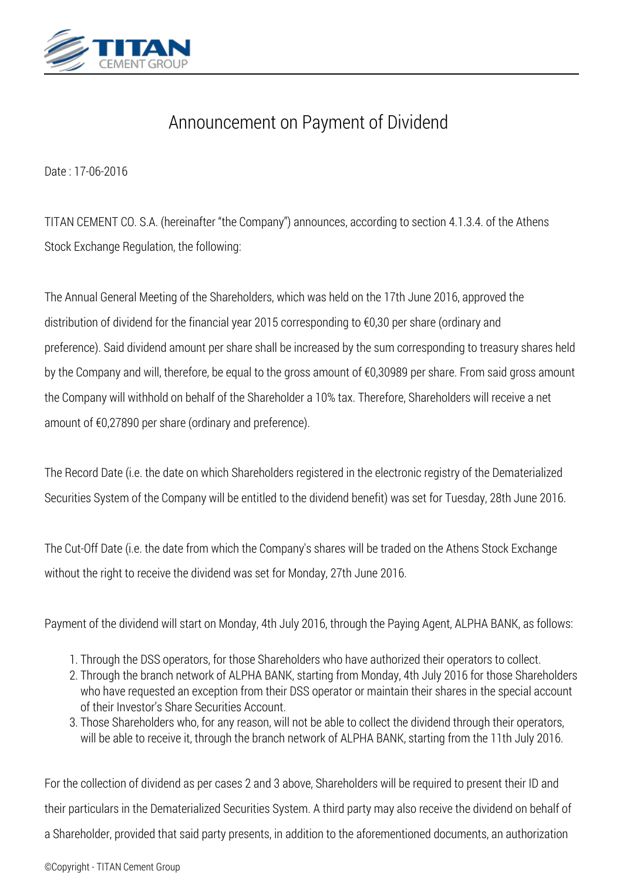# Announcement on Payment of Dividend

Date : 17-06-2016

TITAN CEMENT CO. S.A. (hereinafter "the Company") announces, according to section 4.1.3.4. of the Athens Stock Exchange Regulation, the following:

The Annual General Meeting of the Shareholders, which was held on the 17th June 2016, approved the distribution of dividend for the financial year 2015 corresponding to €0,30 per share (ordinary and preference). Said dividend amount per share shall be increased by the sum corresponding to treasury shares held by the Company and will, therefore, be equal to the gross amount of €0,30989 per share. From said gross amount the Company will withhold on behalf of the Shareholder a 10% tax. Therefore, Shareholders will receive a net amount of €0,27890 per share (ordinary and preference).

The Record Date (i.e. the date on which Shareholders registered in the electronic registry of the Dematerialized Securities System of the Company will be entitled to the dividend benefit) was set for Tuesday, 28th June 2016.

The Cut-Off Date (i.e. the date from which the Company's shares will be traded on the Athens Stock Exchange without the right to receive the dividend was set for Monday, 27th June 2016.

Payment of the dividend will start on Monday, 4th July 2016, through the Paying Agent, ALPHA BANK, as follows:

1. Through the DSS operators, for those Shareholders who have authorized their operators to collect.
2. Through the branch network of ALPHA BANK, starting from Monday, 4th July 2016 for those Shareholders who have requested an exception from their DSS operator or maintain their shares in the special account of their Investor's Share Securities Account.
3. Those Shareholders who, for any reason, will not be able to collect the dividend through their operators, will be able to receive it, through the branch network of ALPHA BANK, starting from the 11th July 2016.

For the collection of dividend as per cases 2 and 3 above, Shareholders will be required to present their ID and their particulars in the Dematerialized Securities System. A third party may also receive the dividend on behalf of a Shareholder, provided that said party presents, in addition to the aforementioned documents, an authorization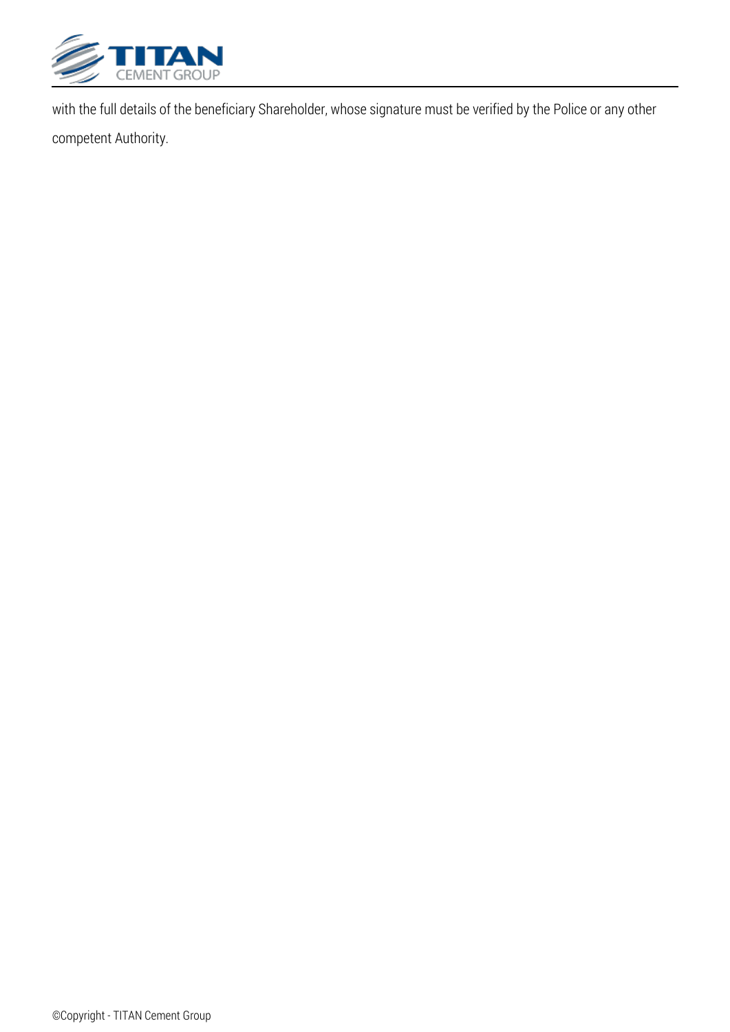with the full details of the beneficiary Shareholder, whose signature must be verified by the Police or any other competent Authority.